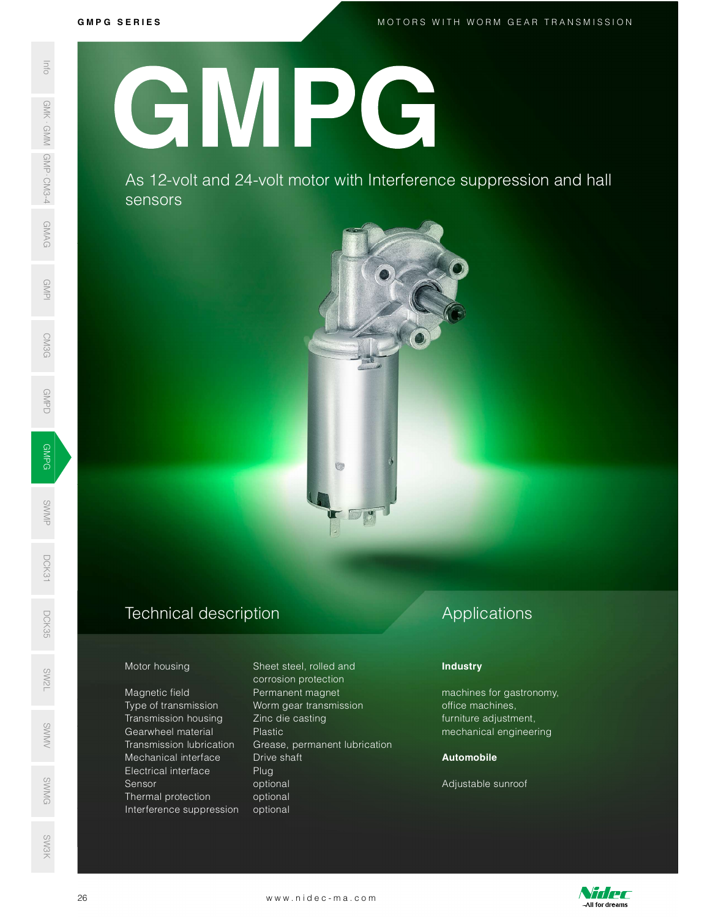# GMPG

As 12-volt and 24-volt motor with Interference suppression and hall sensors

## Technical description

| | |
|---|---|
| Motor housing | Sheet steel, rolled and corrosion protection |
| Magnetic field | Permanent magnet |
| Type of transmission | Worm gear transmission |
| Transmission housing | Zinc die casting |
| Gearwheel material | Plastic |
| Transmission lubrication | Grease, permanent lubrication |
| Mechanical interface | Drive shaft |
| Electrical interface | Plug |
| Sensor | optional |
| Thermal protection | optional |
| Interference suppression | optional |

## Applications

**Industry**

machines for gastronomy, office machines, furniture adjustment, mechanical engineering

**Automobile**

Adjustable sunroof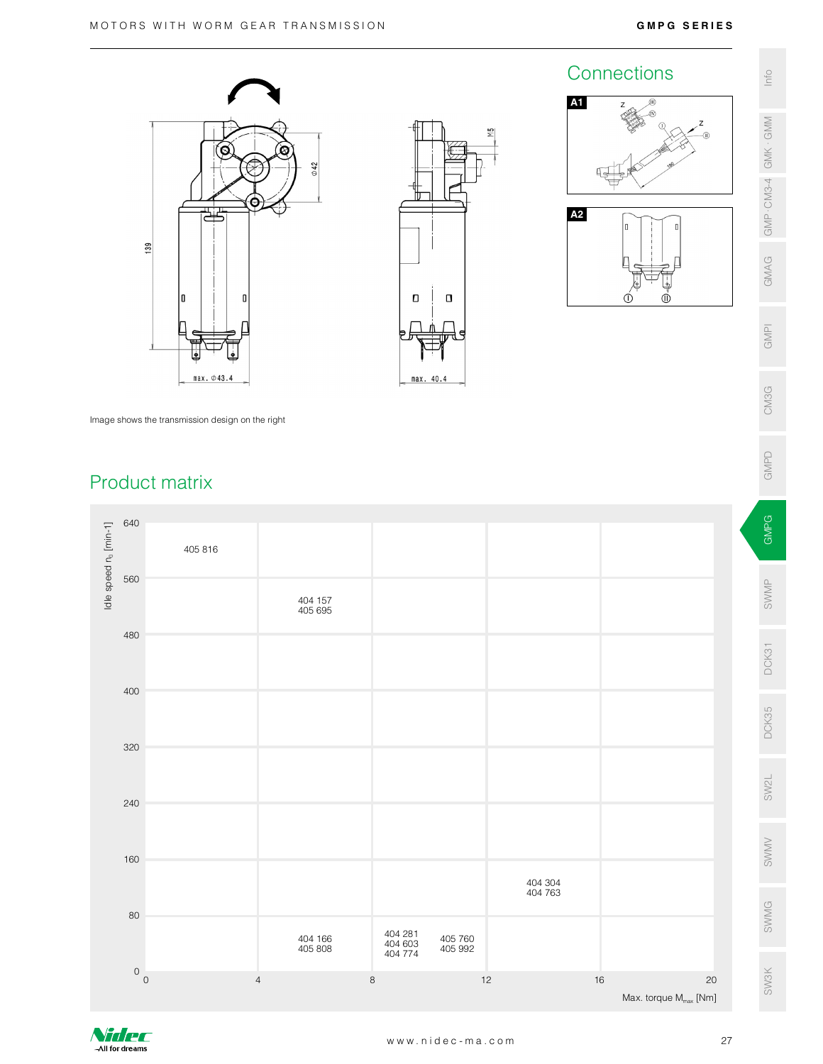## Connections

A1

A2

Image shows the transmission design on the right

## Product matrix

Idle speed $n_0$ [min-1]

640
560
480
400
320
240
160
80
0

0
4
8
12
16
20

Max. torque $M_{max}$ [Nm]

405 816

404 157
405 695

404 304
404 763

404 166
405 808

404 281
404 603
404 774

405 760
405 992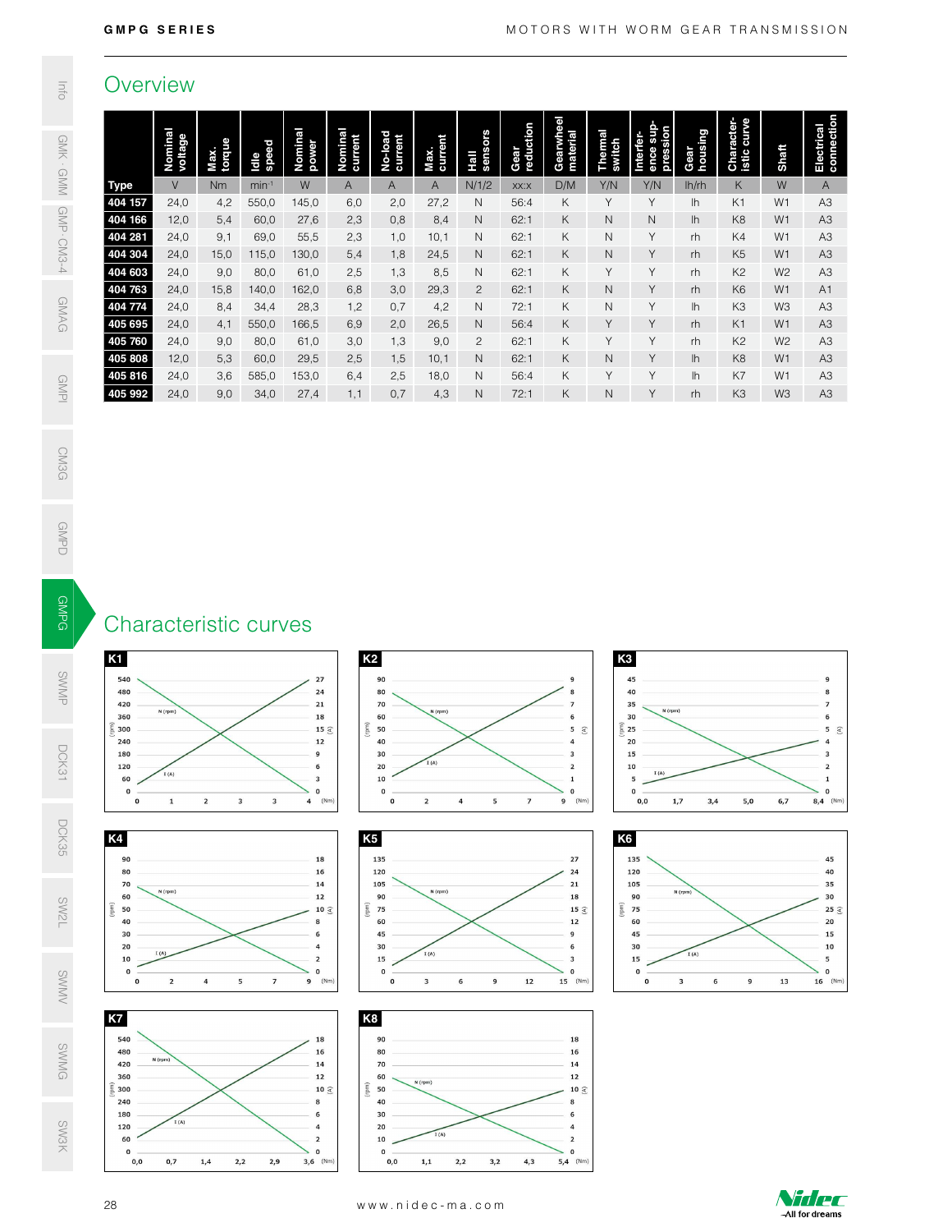## Overview

| Type | Nominal voltage | Max. torque | Idle speed | Nominal power | Nominal current | No-load current | Max. current | Hall sensors | Gear reduction | Gearwheel material | Thermal switch | Interference suppression | Gear housing | Characteristic curve | Shaft | Electrical connection |
|---|---|---|---|---|---|---|---|---|---|---|---|---|---|---|---|---|
| | V | Nm | min⁻¹ | W | A | A | A | N/1/2 | xx:x | D/M | Y/N | Y/N | lh/rh | K | W | A |
| 404 157 | 24,0 | 4,2 | 550,0 | 145,0 | 6,0 | 2,0 | 27,2 | N | 56:4 | K | Y | Y | lh | K1 | W1 | A3 |
| 404 166 | 12,0 | 5,4 | 60,0 | 27,6 | 2,3 | 0,8 | 8,4 | N | 62:1 | K | N | N | lh | K8 | W1 | A3 |
| 404 281 | 24,0 | 9,1 | 69,0 | 55,5 | 2,3 | 1,0 | 10,1 | N | 62:1 | K | N | Y | rh | K4 | W1 | A3 |
| 404 304 | 24,0 | 15,0 | 115,0 | 130,0 | 5,4 | 1,8 | 24,5 | N | 62:1 | K | N | Y | rh | K5 | W1 | A3 |
| 404 603 | 24,0 | 9,0 | 80,0 | 61,0 | 2,5 | 1,3 | 8,5 | N | 62:1 | K | Y | Y | rh | K2 | W2 | A3 |
| 404 763 | 24,0 | 15,8 | 140,0 | 162,0 | 6,8 | 3,0 | 29,3 | 2 | 62:1 | K | N | Y | rh | K6 | W1 | A1 |
| 404 774 | 24,0 | 8,4 | 34,4 | 28,3 | 1,2 | 0,7 | 4,2 | N | 72:1 | K | N | Y | lh | K3 | W3 | A3 |
| 405 695 | 24,0 | 4,1 | 550,0 | 166,5 | 6,9 | 2,0 | 26,5 | N | 56:4 | K | Y | Y | rh | K1 | W1 | A3 |
| 405 760 | 24,0 | 9,0 | 80,0 | 61,0 | 3,0 | 1,3 | 9,0 | 2 | 62:1 | K | Y | Y | rh | K2 | W2 | A3 |
| 405 808 | 12,0 | 5,3 | 60,0 | 29,5 | 2,5 | 1,5 | 10,1 | N | 62:1 | K | N | Y | lh | K8 | W1 | A3 |
| 405 816 | 24,0 | 3,6 | 585,0 | 153,0 | 6,4 | 2,5 | 18,0 | N | 56:4 | K | Y | Y | lh | K7 | W1 | A3 |
| 405 992 | 24,0 | 9,0 | 34,0 | 27,4 | 1,1 | 0,7 | 4,3 | N | 72:1 | K | N | Y | rh | K3 | W3 | A3 |

## Characteristic curves

K1
(rpm): 540, 480, 420, 360, 300, 240, 180, 120, 60, 0
(A): 27, 24, 21, 18, 15, 12, 9, 6, 3, 0
(Nm): 0, 1, 2, 3, 3, 4
N (rpm), I (A)

K2
(rpm): 90, 80, 70, 60, 50, 40, 30, 20, 10, 0
(A): 9, 8, 7, 6, 5, 4, 3, 2, 1, 0
(Nm): 0, 2, 4, 5, 7, 9
N (rpm), I (A)

K3
(rpm): 45, 40, 35, 30, 25, 20, 15, 10, 5, 0
(A): 9, 8, 7, 6, 5, 4, 3, 2, 1, 0
(Nm): 0,0, 1,7, 3,4, 5,0, 6,7, 8,4
N (rpm), I (A)

K4
(rpm): 90, 80, 70, 60, 50, 40, 30, 20, 10, 0
(A): 18, 16, 14, 12, 10, 8, 6, 4, 2, 0
(Nm): 0, 2, 4, 5, 7, 9
N (rpm), I (A)

K5
(rpm): 135, 120, 105, 90, 75, 60, 45, 30, 15, 0
(A): 27, 24, 21, 18, 15, 12, 9, 6, 3, 0
(Nm): 0, 3, 6, 9, 12, 15
N (rpm), I (A)

K6
(rpm): 135, 120, 105, 90, 75, 60, 45, 30, 15, 0
(A): 45, 40, 35, 30, 25, 20, 15, 10, 5, 0
(Nm): 0, 3, 6, 9, 13, 16
N (rpm), I (A)

K7
(rpm): 540, 480, 420, 360, 300, 240, 180, 120, 60, 0
(A): 18, 16, 14, 12, 10, 8, 6, 4, 2, 0
(Nm): 0,0, 0,7, 1,4, 2,2, 2,9, 3,6
N (rpm), I (A)

K8
(rpm): 90, 80, 70, 60, 50, 40, 30, 20, 10, 0
(A): 18, 16, 14, 12, 10, 8, 6, 4, 2, 0
(Nm): 0,0, 1,1, 2,2, 3,2, 4,3, 5,4
N (rpm), I (A)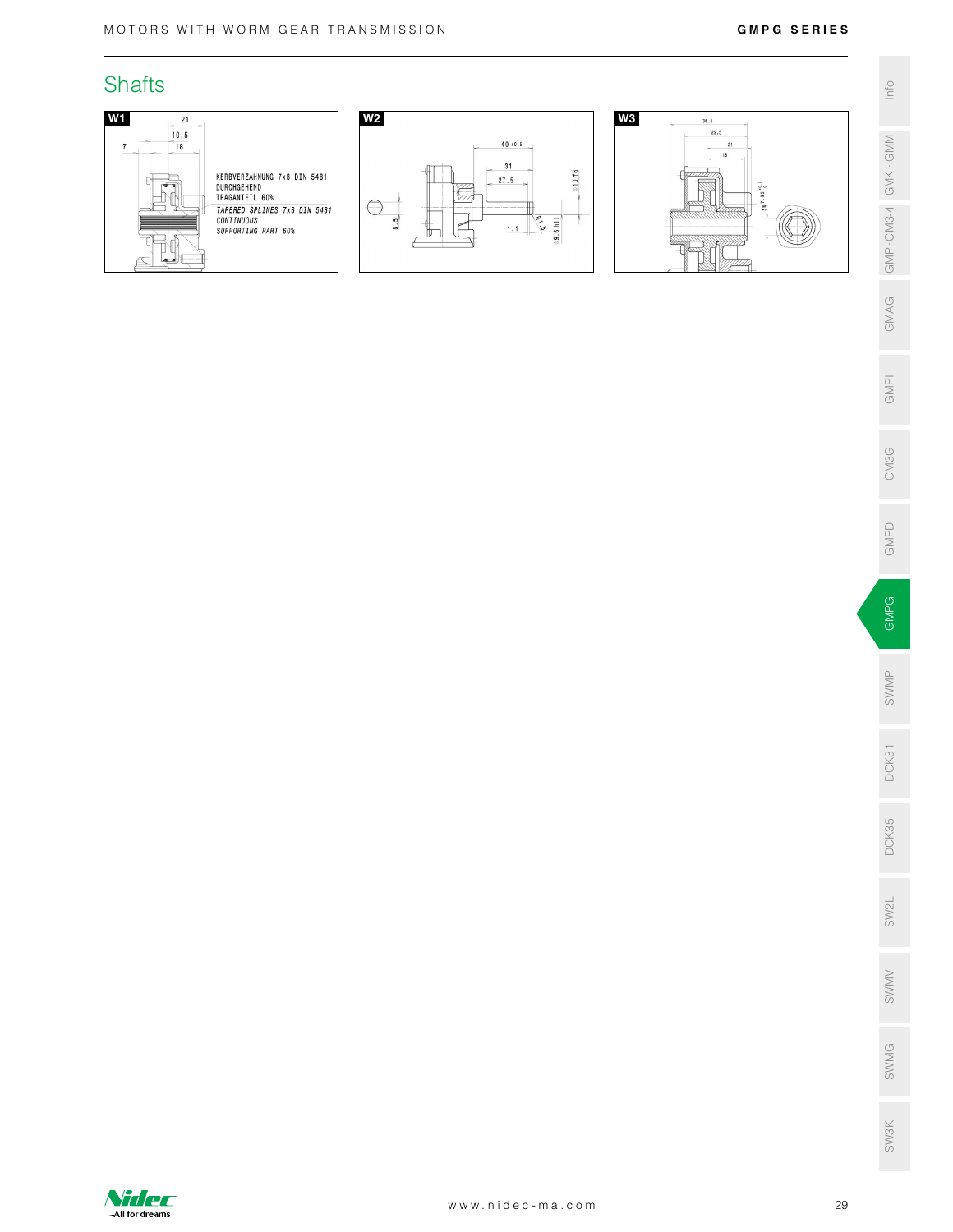## Shafts

**W1**

21

10.5

7

18

KERBVERZAHNUNG 7x8 DIN 5481
DURCHGEHEND
TRAGANTEIL 60%

*TAPERED SPLINES 7x8 DIN 5481*
*CONTINUOUS*
*SUPPORTING PART 60%*

**W2**

40 ±0.5

31

27.5

8.5

1.1

⌀10 f6

⌀9.6 h11

**W3**

36.5

29.5

21

18